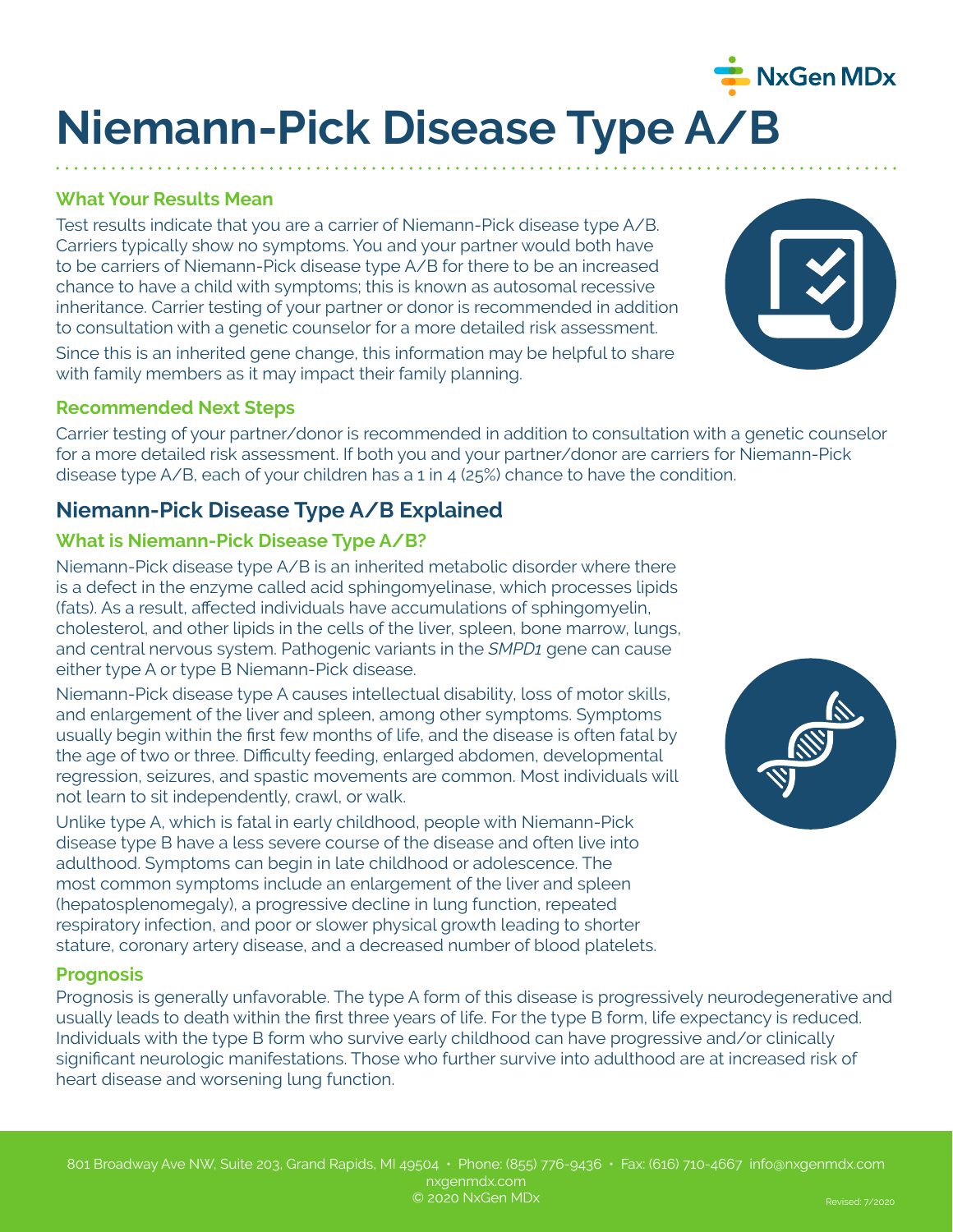NxGen MDx

# Niemann-Pick Disease Type A/B

### What Your Results Mean

Test results indicate that you are a carrier of Niemann-Pick disease type A/B. Carriers typically show no symptoms. You and your partner would both have to be carriers of Niemann-Pick disease type A/B for there to be an increased chance to have a child with symptoms; this is known as autosomal recessive inheritance. Carrier testing of your partner or donor is recommended in addition to consultation with a genetic counselor for a more detailed risk assessment.

Since this is an inherited gene change, this information may be helpful to share with family members as it may impact their family planning.

### Recommended Next Steps

Carrier testing of your partner/donor is recommended in addition to consultation with a genetic counselor for a more detailed risk assessment. If both you and your partner/donor are carriers for Niemann-Pick disease type A/B, each of your children has a 1 in 4 (25%) chance to have the condition.

## Niemann-Pick Disease Type A/B Explained

### What is Niemann-Pick Disease Type A/B?

Niemann-Pick disease type A/B is an inherited metabolic disorder where there is a defect in the enzyme called acid sphingomyelinase, which processes lipids (fats). As a result, affected individuals have accumulations of sphingomyelin, cholesterol, and other lipids in the cells of the liver, spleen, bone marrow, lungs, and central nervous system. Pathogenic variants in the *SMPD1* gene can cause either type A or type B Niemann-Pick disease.

Niemann-Pick disease type A causes intellectual disability, loss of motor skills, and enlargement of the liver and spleen, among other symptoms. Symptoms usually begin within the first few months of life, and the disease is often fatal by the age of two or three. Difficulty feeding, enlarged abdomen, developmental regression, seizures, and spastic movements are common. Most individuals will not learn to sit independently, crawl, or walk.

Unlike type A, which is fatal in early childhood, people with Niemann-Pick disease type B have a less severe course of the disease and often live into adulthood. Symptoms can begin in late childhood or adolescence. The most common symptoms include an enlargement of the liver and spleen (hepatosplenomegaly), a progressive decline in lung function, repeated respiratory infection, and poor or slower physical growth leading to shorter stature, coronary artery disease, and a decreased number of blood platelets.

### Prognosis

Prognosis is generally unfavorable. The type A form of this disease is progressively neurodegenerative and usually leads to death within the first three years of life. For the type B form, life expectancy is reduced. Individuals with the type B form who survive early childhood can have progressive and/or clinically significant neurologic manifestations. Those who further survive into adulthood are at increased risk of heart disease and worsening lung function.

801 Broadway Ave NW, Suite 203, Grand Rapids, MI 49504 • Phone: (855) 776-9436 • Fax: (616) 710-4667 info@nxgenmdx.com
nxgenmdx.com
© 2020 NxGen MDx

Revised: 7/2020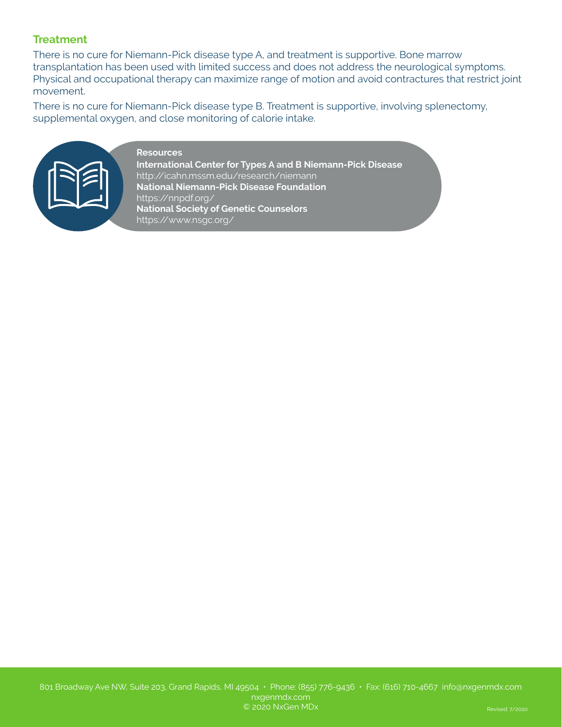## Treatment

There is no cure for Niemann-Pick disease type A, and treatment is supportive. Bone marrow transplantation has been used with limited success and does not address the neurological symptoms. Physical and occupational therapy can maximize range of motion and avoid contractures that restrict joint movement.

There is no cure for Niemann-Pick disease type B. Treatment is supportive, involving splenectomy, supplemental oxygen, and close monitoring of calorie intake.

### Resources

**International Center for Types A and B Niemann-Pick Disease**
http://icahn.mssm.edu/research/niemann

**National Niemann-Pick Disease Foundation**
https://nnpdf.org/

**National Society of Genetic Counselors**
https://www.nsgc.org/

801 Broadway Ave NW, Suite 203, Grand Rapids, MI 49504 • Phone: (855) 776-9436 • Fax: (616) 710-4667 info@nxgenmdx.com
nxgenmdx.com
© 2020 NxGen MDx

Revised: 7/2020